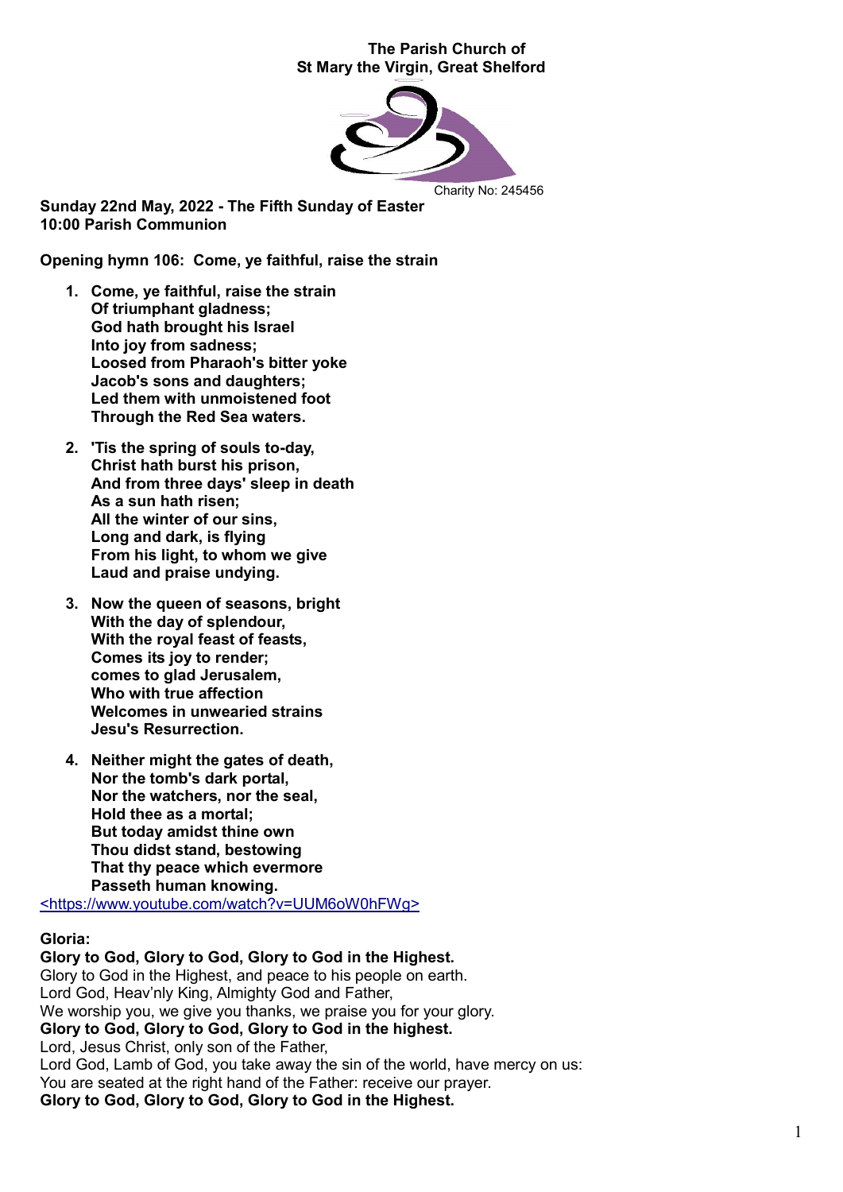**The Parish Church of**
**St Mary the Virgin, Great Shelford**

Charity No: 245456

**Sunday 22nd May, 2022 - The Fifth Sunday of Easter**
**10:00 Parish Communion**

**Opening hymn 106: Come, ye faithful, raise the strain**

1. **Come, ye faithful, raise the strain**
   **Of triumphant gladness;**
   **God hath brought his Israel**
   **Into joy from sadness;**
   **Loosed from Pharaoh's bitter yoke**
   **Jacob's sons and daughters;**
   **Led them with unmoistened foot**
   **Through the Red Sea waters.**

2. **'Tis the spring of souls to-day,**
   **Christ hath burst his prison,**
   **And from three days' sleep in death**
   **As a sun hath risen;**
   **All the winter of our sins,**
   **Long and dark, is flying**
   **From his light, to whom we give**
   **Laud and praise undying.**

3. **Now the queen of seasons, bright**
   **With the day of splendour,**
   **With the royal feast of feasts,**
   **Comes its joy to render;**
   **comes to glad Jerusalem,**
   **Who with true affection**
   **Welcomes in unwearied strains**
   **Jesu's Resurrection.**

4. **Neither might the gates of death,**
   **Nor the tomb's dark portal,**
   **Nor the watchers, nor the seal,**
   **Hold thee as a mortal;**
   **But today amidst thine own**
   **Thou didst stand, bestowing**
   **That thy peace which evermore**
   **Passeth human knowing.**

<https://www.youtube.com/watch?v=UUM6oW0hFWg>

**Gloria:**
**Glory to God, Glory to God, Glory to God in the Highest.**
Glory to God in the Highest, and peace to his people on earth.
Lord God, Heav'nly King, Almighty God and Father,
We worship you, we give you thanks, we praise you for your glory.
**Glory to God, Glory to God, Glory to God in the highest.**
Lord, Jesus Christ, only son of the Father,
Lord God, Lamb of God, you take away the sin of the world, have mercy on us:
You are seated at the right hand of the Father: receive our prayer.
**Glory to God, Glory to God, Glory to God in the Highest.**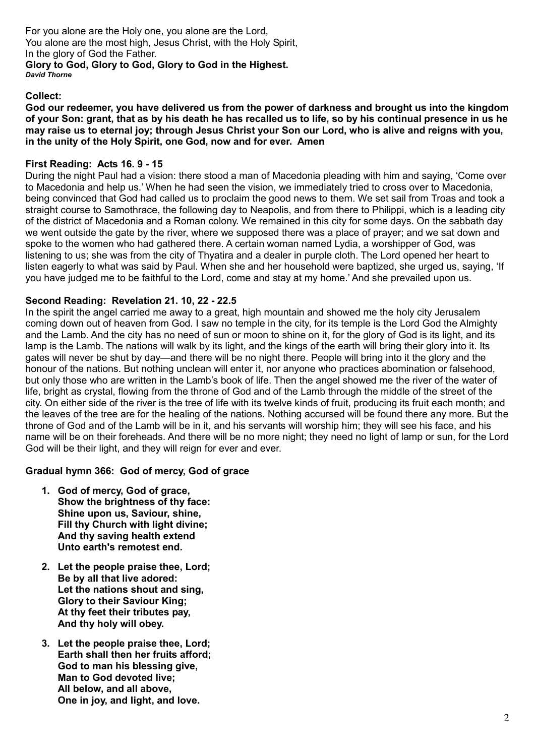For you alone are the Holy one, you alone are the Lord,
You alone are the most high, Jesus Christ, with the Holy Spirit,
In the glory of God the Father.
**Glory to God, Glory to God, Glory to God in the Highest.**
***David Thorne***

**Collect:**

**God our redeemer, you have delivered us from the power of darkness and brought us into the kingdom of your Son: grant, that as by his death he has recalled us to life, so by his continual presence in us he may raise us to eternal joy; through Jesus Christ your Son our Lord, who is alive and reigns with you, in the unity of the Holy Spirit, one God, now and for ever. Amen**

**First Reading: Acts 16. 9 - 15**

During the night Paul had a vision: there stood a man of Macedonia pleading with him and saying, 'Come over to Macedonia and help us.' When he had seen the vision, we immediately tried to cross over to Macedonia, being convinced that God had called us to proclaim the good news to them. We set sail from Troas and took a straight course to Samothrace, the following day to Neapolis, and from there to Philippi, which is a leading city of the district of Macedonia and a Roman colony. We remained in this city for some days. On the sabbath day we went outside the gate by the river, where we supposed there was a place of prayer; and we sat down and spoke to the women who had gathered there. A certain woman named Lydia, a worshipper of God, was listening to us; she was from the city of Thyatira and a dealer in purple cloth. The Lord opened her heart to listen eagerly to what was said by Paul. When she and her household were baptized, she urged us, saying, 'If you have judged me to be faithful to the Lord, come and stay at my home.' And she prevailed upon us.

**Second Reading: Revelation 21. 10, 22 - 22.5**

In the spirit the angel carried me away to a great, high mountain and showed me the holy city Jerusalem coming down out of heaven from God. I saw no temple in the city, for its temple is the Lord God the Almighty and the Lamb. And the city has no need of sun or moon to shine on it, for the glory of God is its light, and its lamp is the Lamb. The nations will walk by its light, and the kings of the earth will bring their glory into it. Its gates will never be shut by day—and there will be no night there. People will bring into it the glory and the honour of the nations. But nothing unclean will enter it, nor anyone who practices abomination or falsehood, but only those who are written in the Lamb's book of life. Then the angel showed me the river of the water of life, bright as crystal, flowing from the throne of God and of the Lamb through the middle of the street of the city. On either side of the river is the tree of life with its twelve kinds of fruit, producing its fruit each month; and the leaves of the tree are for the healing of the nations. Nothing accursed will be found there any more. But the throne of God and of the Lamb will be in it, and his servants will worship him; they will see his face, and his name will be on their foreheads. And there will be no more night; they need no light of lamp or sun, for the Lord God will be their light, and they will reign for ever and ever.

**Gradual hymn 366: God of mercy, God of grace**

1. **God of mercy, God of grace,
Show the brightness of thy face:
Shine upon us, Saviour, shine,
Fill thy Church with light divine;
And thy saving health extend
Unto earth's remotest end.**

2. **Let the people praise thee, Lord;
Be by all that live adored:
Let the nations shout and sing,
Glory to their Saviour King;
At thy feet their tributes pay,
And thy holy will obey.**

3. **Let the people praise thee, Lord;
Earth shall then her fruits afford;
God to man his blessing give,
Man to God devoted live;
All below, and all above,
One in joy, and light, and love.**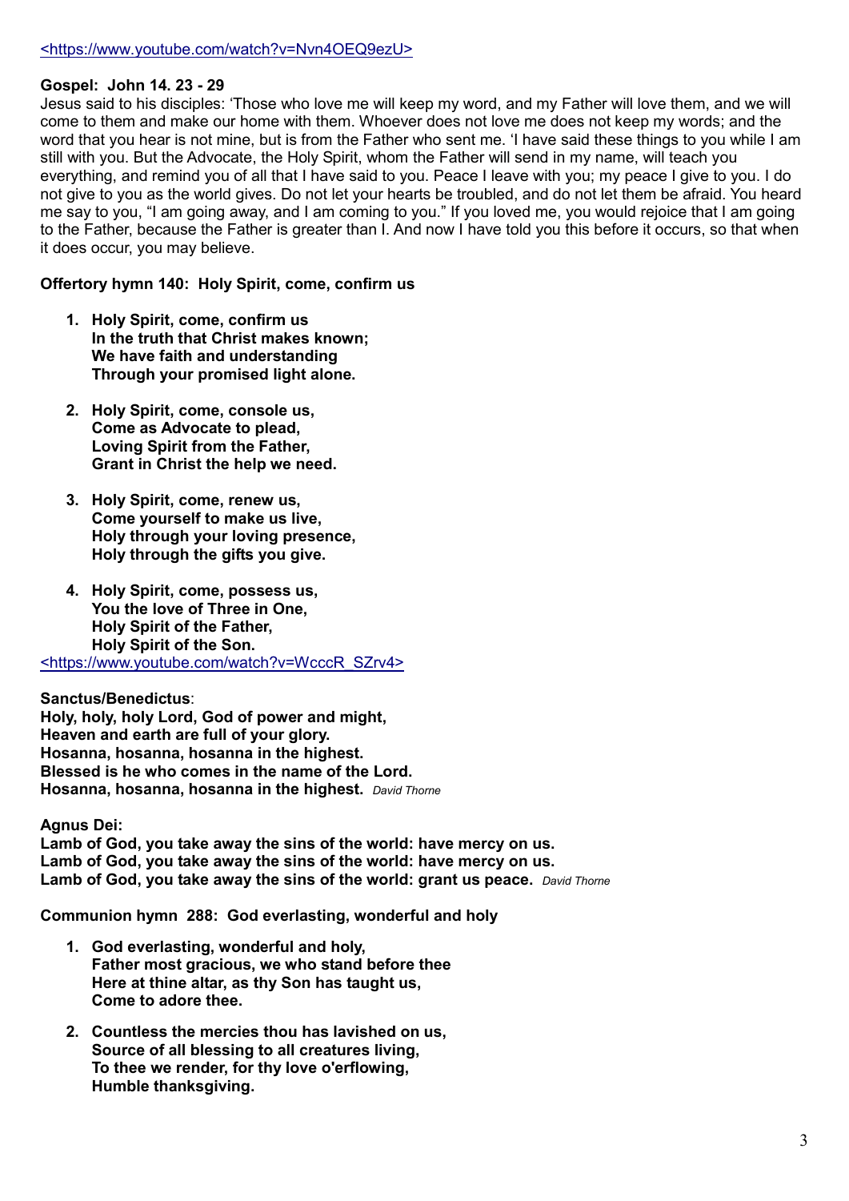<https://www.youtube.com/watch?v=Nvn4OEQ9ezU>

**Gospel: John 14. 23 - 29**

Jesus said to his disciples: 'Those who love me will keep my word, and my Father will love them, and we will come to them and make our home with them. Whoever does not love me does not keep my words; and the word that you hear is not mine, but is from the Father who sent me. 'I have said these things to you while I am still with you. But the Advocate, the Holy Spirit, whom the Father will send in my name, will teach you everything, and remind you of all that I have said to you. Peace I leave with you; my peace I give to you. I do not give to you as the world gives. Do not let your hearts be troubled, and do not let them be afraid. You heard me say to you, "I am going away, and I am coming to you." If you loved me, you would rejoice that I am going to the Father, because the Father is greater than I. And now I have told you this before it occurs, so that when it does occur, you may believe.

**Offertory hymn 140: Holy Spirit, come, confirm us**

1. **Holy Spirit, come, confirm us**
   **In the truth that Christ makes known;**
   **We have faith and understanding**
   **Through your promised light alone.**

2. **Holy Spirit, come, console us,**
   **Come as Advocate to plead,**
   **Loving Spirit from the Father,**
   **Grant in Christ the help we need.**

3. **Holy Spirit, come, renew us,**
   **Come yourself to make us live,**
   **Holy through your loving presence,**
   **Holy through the gifts you give.**

4. **Holy Spirit, come, possess us,**
   **You the love of Three in One,**
   **Holy Spirit of the Father,**
   **Holy Spirit of the Son.**

<https://www.youtube.com/watch?v=WcccR_SZrv4>

**Sanctus/Benedictus**:
**Holy, holy, holy Lord, God of power and might,**
**Heaven and earth are full of your glory.**
**Hosanna, hosanna, hosanna in the highest.**
**Blessed is he who comes in the name of the Lord.**
**Hosanna, hosanna, hosanna in the highest.** *David Thorne*

**Agnus Dei:**
**Lamb of God, you take away the sins of the world: have mercy on us.**
**Lamb of God, you take away the sins of the world: have mercy on us.**
**Lamb of God, you take away the sins of the world: grant us peace.** *David Thorne*

**Communion hymn 288: God everlasting, wonderful and holy**

1. **God everlasting, wonderful and holy,**
   **Father most gracious, we who stand before thee**
   **Here at thine altar, as thy Son has taught us,**
   **Come to adore thee.**

2. **Countless the mercies thou has lavished on us,**
   **Source of all blessing to all creatures living,**
   **To thee we render, for thy love o'erflowing,**
   **Humble thanksgiving.**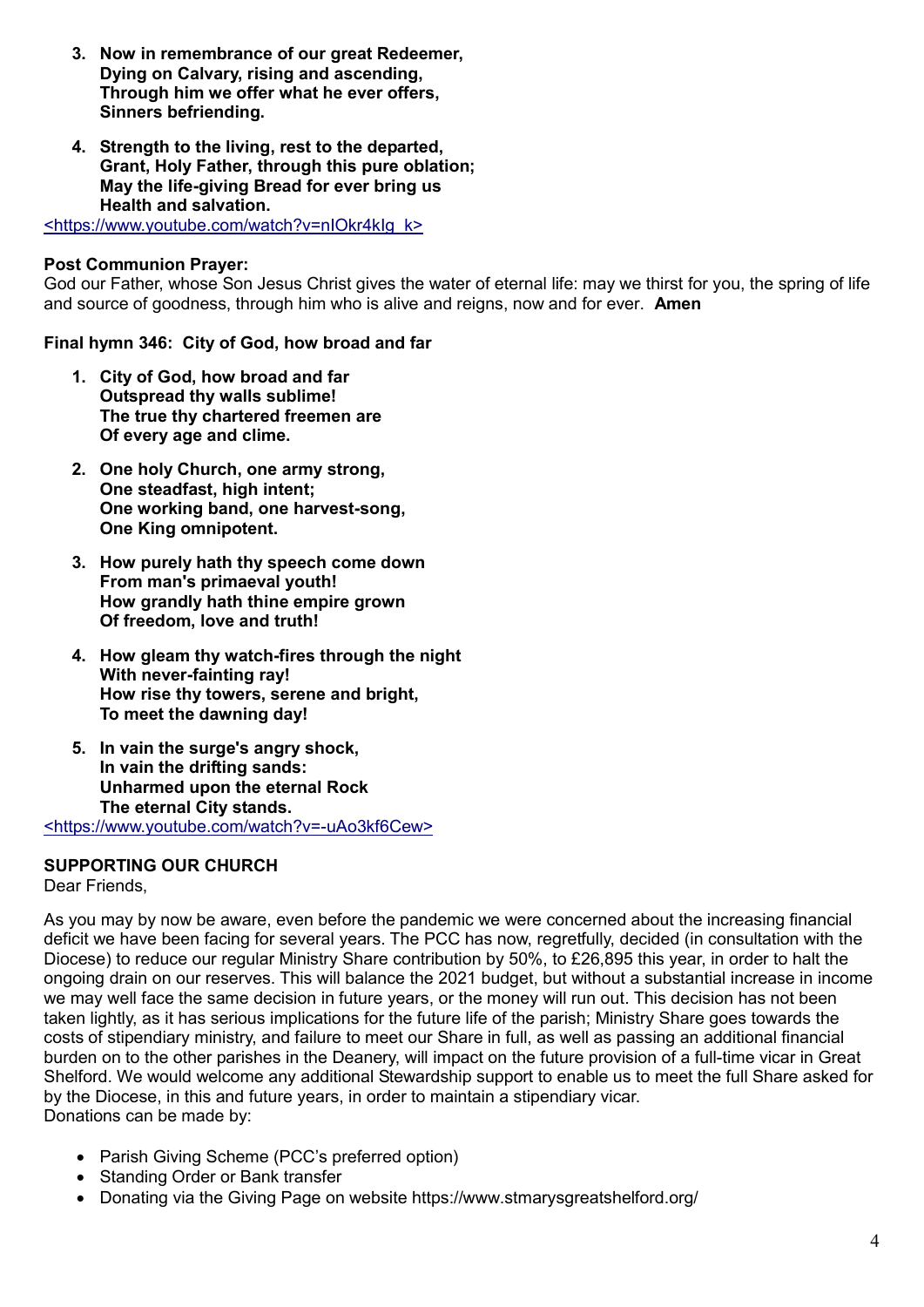3. **Now in remembrance of our great Redeemer,**
   **Dying on Calvary, rising and ascending,**
   **Through him we offer what he ever offers,**
   **Sinners befriending.**

4. **Strength to the living, rest to the departed,**
   **Grant, Holy Father, through this pure oblation;**
   **May the life-giving Bread for ever bring us**
   **Health and salvation.**

<https://www.youtube.com/watch?v=nIOkr4kIg_k>

**Post Communion Prayer:**
God our Father, whose Son Jesus Christ gives the water of eternal life: may we thirst for you, the spring of life and source of goodness, through him who is alive and reigns, now and for ever. **Amen**

**Final hymn 346: City of God, how broad and far**

1. **City of God, how broad and far**
   **Outspread thy walls sublime!**
   **The true thy chartered freemen are**
   **Of every age and clime.**

2. **One holy Church, one army strong,**
   **One steadfast, high intent;**
   **One working band, one harvest-song,**
   **One King omnipotent.**

3. **How purely hath thy speech come down**
   **From man's primaeval youth!**
   **How grandly hath thine empire grown**
   **Of freedom, love and truth!**

4. **How gleam thy watch-fires through the night**
   **With never-fainting ray!**
   **How rise thy towers, serene and bright,**
   **To meet the dawning day!**

5. **In vain the surge's angry shock,**
   **In vain the drifting sands:**
   **Unharmed upon the eternal Rock**
   **The eternal City stands.**

<https://www.youtube.com/watch?v=-uAo3kf6Cew>

**SUPPORTING OUR CHURCH**

Dear Friends,

As you may by now be aware, even before the pandemic we were concerned about the increasing financial deficit we have been facing for several years. The PCC has now, regretfully, decided (in consultation with the Diocese) to reduce our regular Ministry Share contribution by 50%, to £26,895 this year, in order to halt the ongoing drain on our reserves. This will balance the 2021 budget, but without a substantial increase in income we may well face the same decision in future years, or the money will run out. This decision has not been taken lightly, as it has serious implications for the future life of the parish; Ministry Share goes towards the costs of stipendiary ministry, and failure to meet our Share in full, as well as passing an additional financial burden on to the other parishes in the Deanery, will impact on the future provision of a full-time vicar in Great Shelford. We would welcome any additional Stewardship support to enable us to meet the full Share asked for by the Diocese, in this and future years, in order to maintain a stipendiary vicar.
Donations can be made by:

- Parish Giving Scheme (PCC's preferred option)
- Standing Order or Bank transfer
- Donating via the Giving Page on website https://www.stmarysgreatshelford.org/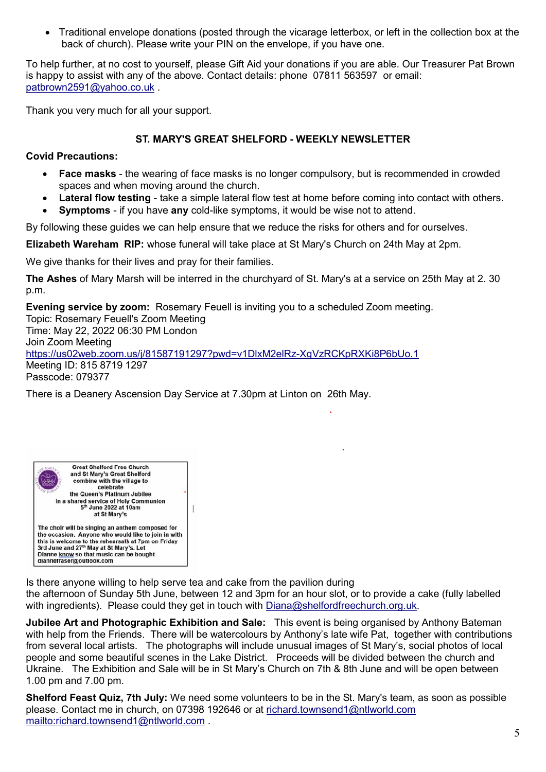- Traditional envelope donations (posted through the vicarage letterbox, or left in the collection box at the back of church). Please write your PIN on the envelope, if you have one.

To help further, at no cost to yourself, please Gift Aid your donations if you are able. Our Treasurer Pat Brown is happy to assist with any of the above. Contact details: phone 07811 563597 or email: patbrown2591@yahoo.co.uk .

Thank you very much for all your support.

## ST. MARY'S GREAT SHELFORD - WEEKLY NEWSLETTER

**Covid Precautions:**

- **Face masks** - the wearing of face masks is no longer compulsory, but is recommended in crowded spaces and when moving around the church.
- **Lateral flow testing** - take a simple lateral flow test at home before coming into contact with others.
- **Symptoms** - if you have **any** cold-like symptoms, it would be wise not to attend.

By following these guides we can help ensure that we reduce the risks for others and for ourselves.

**Elizabeth Wareham RIP:** whose funeral will take place at St Mary's Church on 24th May at 2pm.

We give thanks for their lives and pray for their families.

**The Ashes** of Mary Marsh will be interred in the churchyard of St. Mary's at a service on 25th May at 2. 30 p.m.

**Evening service by zoom:** Rosemary Feuell is inviting you to a scheduled Zoom meeting.
Topic: Rosemary Feuell's Zoom Meeting
Time: May 22, 2022 06:30 PM London
Join Zoom Meeting
https://us02web.zoom.us/j/81587191297?pwd=v1DlxM2elRz-XgVzRCKpRXKi8P6bUo.1
Meeting ID: 815 8719 1297
Passcode: 079377

There is a Deanery Ascension Day Service at 7.30pm at Linton on 26th May.

Great Shelford Free Church
and St Mary's Great Shelford
combine with the village to
celebrate
the Queen's Platinum Jubilee
in a shared service of Holy Communion
5th June 2022 at 10am
at St Mary's

The choir will be singing an anthem composed for the occasion. Anyone who would like to join in with this is welcome to the rehearsals at 7pm on Friday 3rd June and 27th May at St Mary's. Let Dianne know so that music can be bought diannefraser@outlook.com

Is there anyone willing to help serve tea and cake from the pavilion during the afternoon of Sunday 5th June, between 12 and 3pm for an hour slot, or to provide a cake (fully labelled with ingredients). Please could they get in touch with Diana@shelfordfreechurch.org.uk.

**Jubilee Art and Photographic Exhibition and Sale:** This event is being organised by Anthony Bateman with help from the Friends. There will be watercolours by Anthony's late wife Pat, together with contributions from several local artists. The photographs will include unusual images of St Mary's, social photos of local people and some beautiful scenes in the Lake District. Proceeds will be divided between the church and Ukraine. The Exhibition and Sale will be in St Mary's Church on 7th & 8th June and will be open between 1.00 pm and 7.00 pm.

**Shelford Feast Quiz, 7th July:** We need some volunteers to be in the St. Mary's team, as soon as possible please. Contact me in church, on 07398 192646 or at richard.townsend1@ntlworld.com mailto:richard.townsend1@ntlworld.com .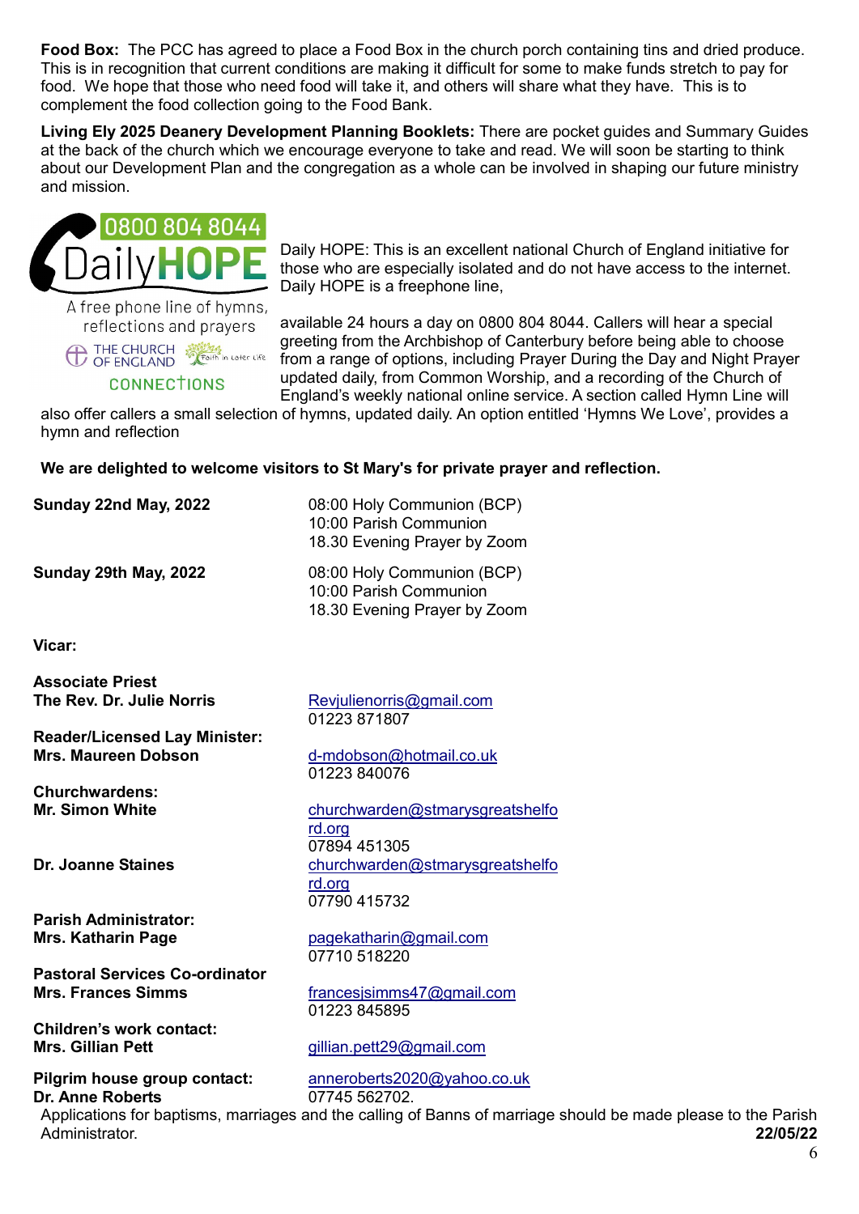**Food Box:** The PCC has agreed to place a Food Box in the church porch containing tins and dried produce. This is in recognition that current conditions are making it difficult for some to make funds stretch to pay for food. We hope that those who need food will take it, and others will share what they have. This is to complement the food collection going to the Food Bank.

**Living Ely 2025 Deanery Development Planning Booklets:** There are pocket guides and Summary Guides at the back of the church which we encourage everyone to take and read. We will soon be starting to think about our Development Plan and the congregation as a whole can be involved in shaping our future ministry and mission.

0800 804 8044
DailyHOPE
A free phone line of hymns, reflections and prayers
THE CHURCH OF ENGLAND
Faith in Later Life
CONNECTIONS

Daily HOPE: This is an excellent national Church of England initiative for those who are especially isolated and do not have access to the internet. Daily HOPE is a freephone line, available 24 hours a day on 0800 804 8044. Callers will hear a special greeting from the Archbishop of Canterbury before being able to choose from a range of options, including Prayer During the Day and Night Prayer updated daily, from Common Worship, and a recording of the Church of England's weekly national online service. A section called Hymn Line will also offer callers a small selection of hymns, updated daily. An option entitled 'Hymns We Love', provides a hymn and reflection

**We are delighted to welcome visitors to St Mary's for private prayer and reflection.**

| | |
|---|---|
| **Sunday 22nd May, 2022** | 08:00 Holy Communion (BCP)<br>10:00 Parish Communion<br>18.30 Evening Prayer by Zoom |
| **Sunday 29th May, 2022** | 08:00 Holy Communion (BCP)<br>10:00 Parish Communion<br>18.30 Evening Prayer by Zoom |

| | |
|---|---|
| **Vicar:** | |
| **Associate Priest**<br>**The Rev. Dr. Julie Norris** | Revjulienorris@gmail.com<br>01223 871807 |
| **Reader/Licensed Lay Minister:**<br>**Mrs. Maureen Dobson** | d-mdobson@hotmail.co.uk<br>01223 840076 |
| **Churchwardens:**<br>**Mr. Simon White** | churchwarden@stmarysgreatshelford.org<br>07894 451305 |
| **Dr. Joanne Staines** | churchwarden@stmarysgreatshelford.org<br>07790 415732 |
| **Parish Administrator:**<br>**Mrs. Katharin Page** | pagekatharin@gmail.com<br>07710 518220 |
| **Pastoral Services Co-ordinator**<br>**Mrs. Frances Simms** | francesjsimms47@gmail.com<br>01223 845895 |
| **Children's work contact:**<br>**Mrs. Gillian Pett** | gillian.pett29@gmail.com |
| **Pilgrim house group contact:**<br>**Dr. Anne Roberts** | anneroberts2020@yahoo.co.uk<br>07745 562702. |

Applications for baptisms, marriages and the calling of Banns of marriage should be made please to the Parish Administrator.

**22/05/22**